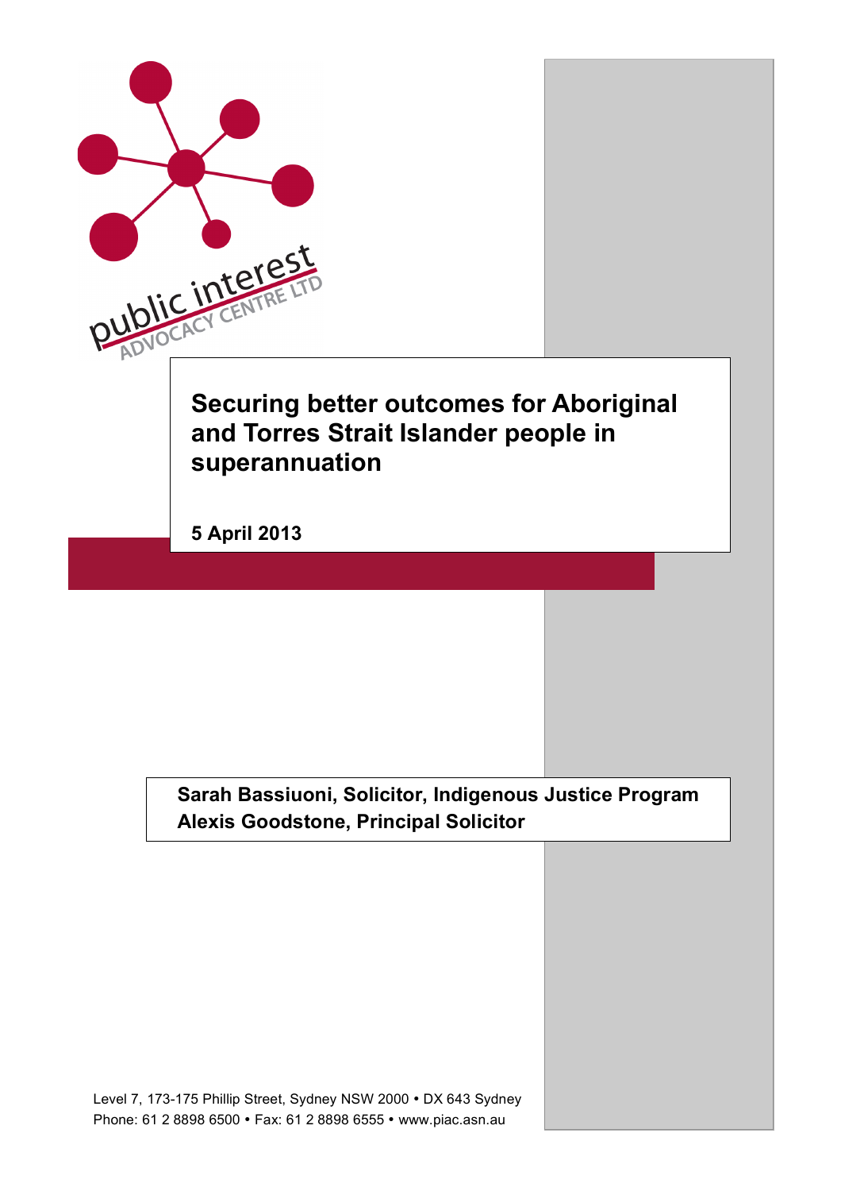public interest ADVOCACY CENTRE LTD

# Securing better outcomes for Aboriginal and Torres Strait Islander people in superannuation

**5 April 2013**

**Sarah Bassiuoni, Solicitor, Indigenous Justice Program**
**Alexis Goodstone, Principal Solicitor**

Level 7, 173-175 Phillip Street, Sydney NSW 2000 • DX 643 Sydney
Phone: 61 2 8898 6500 • Fax: 61 2 8898 6555 • www.piac.asn.au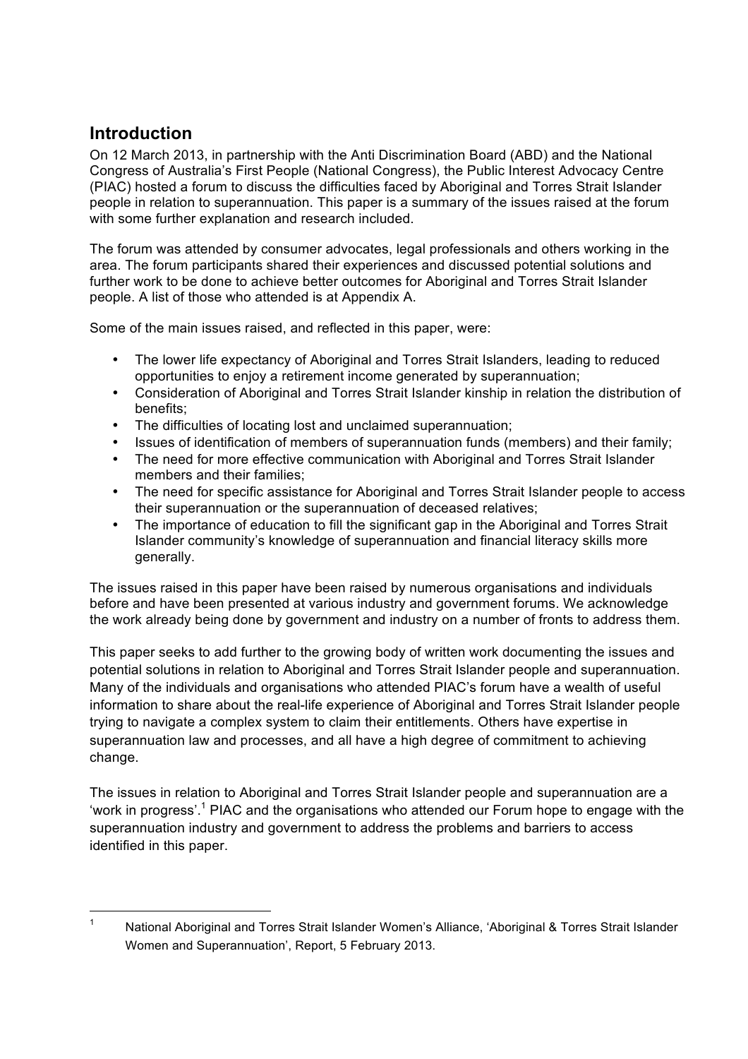## Introduction

On 12 March 2013, in partnership with the Anti Discrimination Board (ABD) and the National Congress of Australia's First People (National Congress), the Public Interest Advocacy Centre (PIAC) hosted a forum to discuss the difficulties faced by Aboriginal and Torres Strait Islander people in relation to superannuation. This paper is a summary of the issues raised at the forum with some further explanation and research included.

The forum was attended by consumer advocates, legal professionals and others working in the area. The forum participants shared their experiences and discussed potential solutions and further work to be done to achieve better outcomes for Aboriginal and Torres Strait Islander people. A list of those who attended is at Appendix A.

Some of the main issues raised, and reflected in this paper, were:

- The lower life expectancy of Aboriginal and Torres Strait Islanders, leading to reduced opportunities to enjoy a retirement income generated by superannuation;
- Consideration of Aboriginal and Torres Strait Islander kinship in relation the distribution of benefits;
- The difficulties of locating lost and unclaimed superannuation;
- Issues of identification of members of superannuation funds (members) and their family;
- The need for more effective communication with Aboriginal and Torres Strait Islander members and their families;
- The need for specific assistance for Aboriginal and Torres Strait Islander people to access their superannuation or the superannuation of deceased relatives;
- The importance of education to fill the significant gap in the Aboriginal and Torres Strait Islander community's knowledge of superannuation and financial literacy skills more generally.

The issues raised in this paper have been raised by numerous organisations and individuals before and have been presented at various industry and government forums. We acknowledge the work already being done by government and industry on a number of fronts to address them.

This paper seeks to add further to the growing body of written work documenting the issues and potential solutions in relation to Aboriginal and Torres Strait Islander people and superannuation. Many of the individuals and organisations who attended PIAC's forum have a wealth of useful information to share about the real-life experience of Aboriginal and Torres Strait Islander people trying to navigate a complex system to claim their entitlements. Others have expertise in superannuation law and processes, and all have a high degree of commitment to achieving change.

The issues in relation to Aboriginal and Torres Strait Islander people and superannuation are a 'work in progress'.[1] PIAC and the organisations who attended our Forum hope to engage with the superannuation industry and government to address the problems and barriers to access identified in this paper.

---

[1] National Aboriginal and Torres Strait Islander Women's Alliance, 'Aboriginal & Torres Strait Islander Women and Superannuation', Report, 5 February 2013.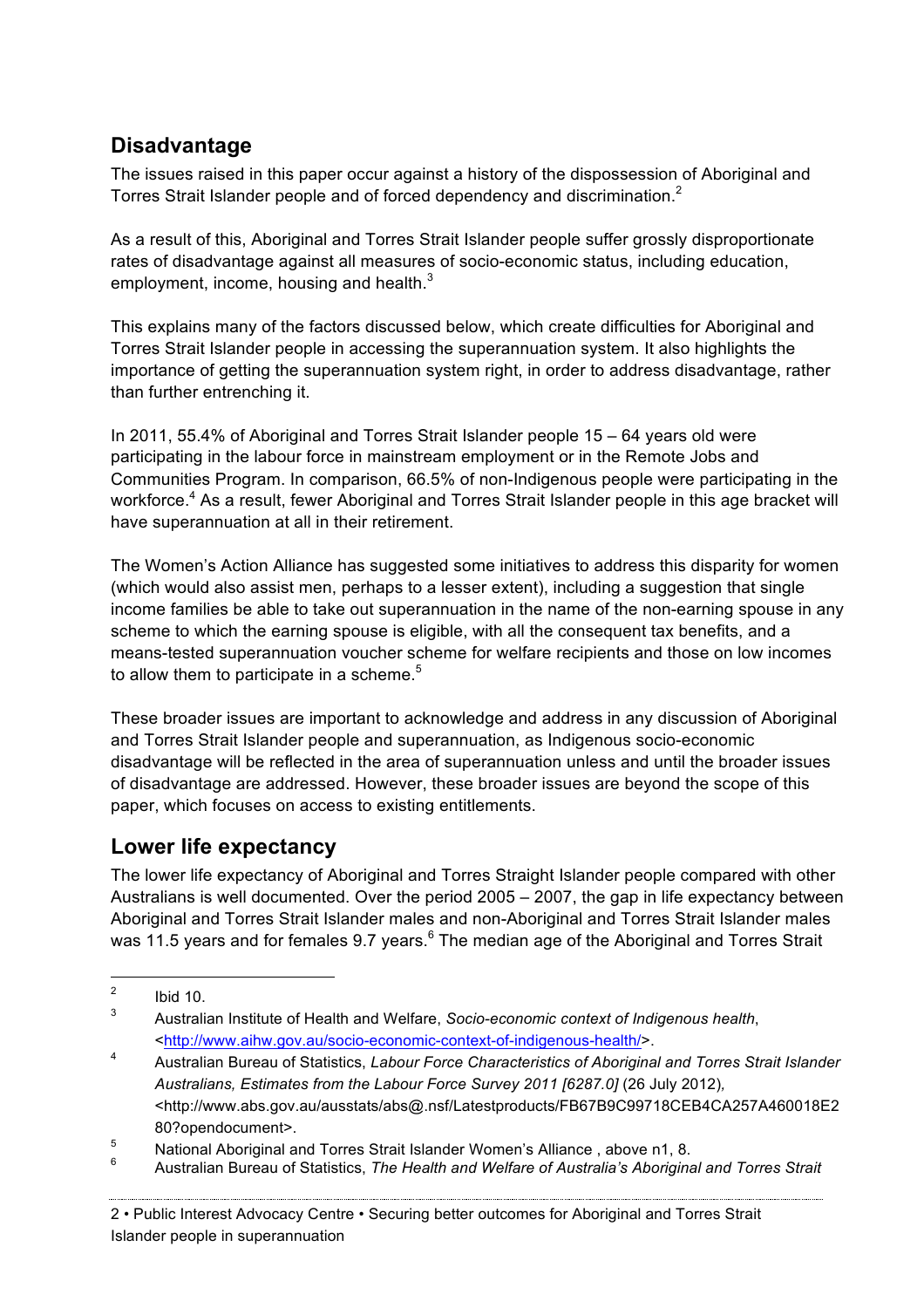## Disadvantage

The issues raised in this paper occur against a history of the dispossession of Aboriginal and Torres Strait Islander people and of forced dependency and discrimination.[2]

As a result of this, Aboriginal and Torres Strait Islander people suffer grossly disproportionate rates of disadvantage against all measures of socio-economic status, including education, employment, income, housing and health.[3]

This explains many of the factors discussed below, which create difficulties for Aboriginal and Torres Strait Islander people in accessing the superannuation system. It also highlights the importance of getting the superannuation system right, in order to address disadvantage, rather than further entrenching it.

In 2011, 55.4% of Aboriginal and Torres Strait Islander people 15 – 64 years old were participating in the labour force in mainstream employment or in the Remote Jobs and Communities Program. In comparison, 66.5% of non-Indigenous people were participating in the workforce.[4] As a result, fewer Aboriginal and Torres Strait Islander people in this age bracket will have superannuation at all in their retirement.

The Women's Action Alliance has suggested some initiatives to address this disparity for women (which would also assist men, perhaps to a lesser extent), including a suggestion that single income families be able to take out superannuation in the name of the non-earning spouse in any scheme to which the earning spouse is eligible, with all the consequent tax benefits, and a means-tested superannuation voucher scheme for welfare recipients and those on low incomes to allow them to participate in a scheme.[5]

These broader issues are important to acknowledge and address in any discussion of Aboriginal and Torres Strait Islander people and superannuation, as Indigenous socio-economic disadvantage will be reflected in the area of superannuation unless and until the broader issues of disadvantage are addressed. However, these broader issues are beyond the scope of this paper, which focuses on access to existing entitlements.

## Lower life expectancy

The lower life expectancy of Aboriginal and Torres Straight Islander people compared with other Australians is well documented. Over the period 2005 – 2007, the gap in life expectancy between Aboriginal and Torres Strait Islander males and non-Aboriginal and Torres Strait Islander males was 11.5 years and for females 9.7 years.[6] The median age of the Aboriginal and Torres Strait

---

[2] Ibid 10.

[3] Australian Institute of Health and Welfare, *Socio-economic context of Indigenous health*, <http://www.aihw.gov.au/socio-economic-context-of-indigenous-health/>.

[4] Australian Bureau of Statistics, *Labour Force Characteristics of Aboriginal and Torres Strait Islander Australians, Estimates from the Labour Force Survey 2011 [6287.0]* (26 July 2012), <http://www.abs.gov.au/ausstats/abs@.nsf/Latestproducts/FB67B9C99718CEB4CA257A460018E280?opendocument>.

[5] National Aboriginal and Torres Strait Islander Women's Alliance , above n1, 8.

[6] Australian Bureau of Statistics, *The Health and Welfare of Australia's Aboriginal and Torres Strait*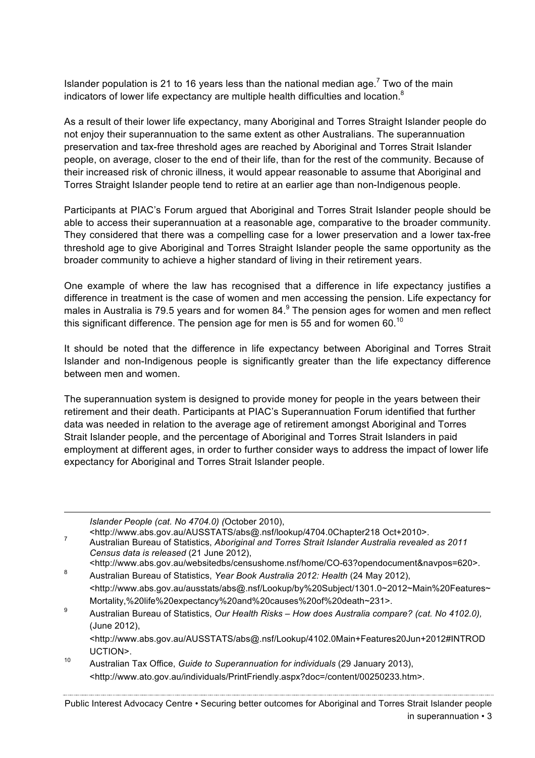Islander population is 21 to 16 years less than the national median age.[7] Two of the main indicators of lower life expectancy are multiple health difficulties and location.[8]

As a result of their lower life expectancy, many Aboriginal and Torres Straight Islander people do not enjoy their superannuation to the same extent as other Australians. The superannuation preservation and tax-free threshold ages are reached by Aboriginal and Torres Strait Islander people, on average, closer to the end of their life, than for the rest of the community. Because of their increased risk of chronic illness, it would appear reasonable to assume that Aboriginal and Torres Straight Islander people tend to retire at an earlier age than non-Indigenous people.

Participants at PIAC's Forum argued that Aboriginal and Torres Strait Islander people should be able to access their superannuation at a reasonable age, comparative to the broader community. They considered that there was a compelling case for a lower preservation and a lower tax-free threshold age to give Aboriginal and Torres Straight Islander people the same opportunity as the broader community to achieve a higher standard of living in their retirement years.

One example of where the law has recognised that a difference in life expectancy justifies a difference in treatment is the case of women and men accessing the pension. Life expectancy for males in Australia is 79.5 years and for women 84.[9] The pension ages for women and men reflect this significant difference. The pension age for men is 55 and for women 60.[10]

It should be noted that the difference in life expectancy between Aboriginal and Torres Strait Islander and non-Indigenous people is significantly greater than the life expectancy difference between men and women.

The superannuation system is designed to provide money for people in the years between their retirement and their death. Participants at PIAC's Superannuation Forum identified that further data was needed in relation to the average age of retirement amongst Aboriginal and Torres Strait Islander people, and the percentage of Aboriginal and Torres Strait Islanders in paid employment at different ages, in order to further consider ways to address the impact of lower life expectancy for Aboriginal and Torres Strait Islander people.

---

*Islander People (cat. No 4704.0) (*October 2010), <http://www.abs.gov.au/AUSSTATS/abs@.nsf/lookup/4704.0Chapter218 Oct+2010>.

[7] Australian Bureau of Statistics, *Aboriginal and Torres Strait Islander Australia revealed as 2011 Census data is released* (21 June 2012), <http://www.abs.gov.au/websitedbs/censushome.nsf/home/CO-63?opendocument&navpos=620>.

[8] Australian Bureau of Statistics, *Year Book Australia 2012: Health* (24 May 2012), <http://www.abs.gov.au/ausstats/abs@.nsf/Lookup/by%20Subject/1301.0~2012~Main%20Features~Mortality,%20life%20expectancy%20and%20causes%20of%20death~231>.

[9] Australian Bureau of Statistics, *Our Health Risks – How does Australia compare? (cat. No 4102.0),* (June 2012), <http://www.abs.gov.au/AUSSTATS/abs@.nsf/Lookup/4102.0Main+Features20Jun+2012#INTRODUCTION>.

[10] Australian Tax Office, *Guide to Superannuation for individuals* (29 January 2013), <http://www.ato.gov.au/individuals/PrintFriendly.aspx?doc=/content/00250233.htm>.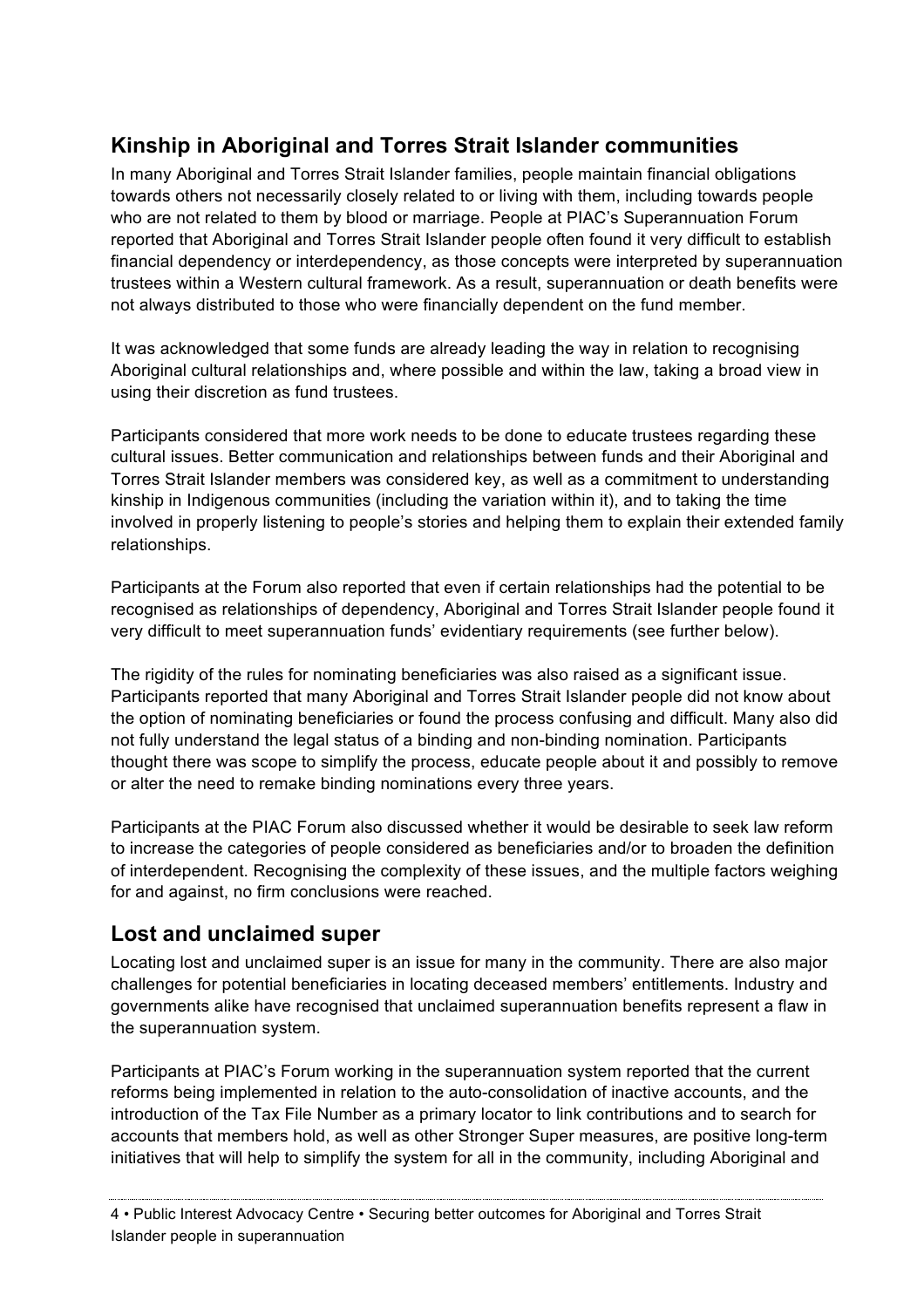## Kinship in Aboriginal and Torres Strait Islander communities

In many Aboriginal and Torres Strait Islander families, people maintain financial obligations towards others not necessarily closely related to or living with them, including towards people who are not related to them by blood or marriage. People at PIAC's Superannuation Forum reported that Aboriginal and Torres Strait Islander people often found it very difficult to establish financial dependency or interdependency, as those concepts were interpreted by superannuation trustees within a Western cultural framework. As a result, superannuation or death benefits were not always distributed to those who were financially dependent on the fund member.

It was acknowledged that some funds are already leading the way in relation to recognising Aboriginal cultural relationships and, where possible and within the law, taking a broad view in using their discretion as fund trustees.

Participants considered that more work needs to be done to educate trustees regarding these cultural issues. Better communication and relationships between funds and their Aboriginal and Torres Strait Islander members was considered key, as well as a commitment to understanding kinship in Indigenous communities (including the variation within it), and to taking the time involved in properly listening to people's stories and helping them to explain their extended family relationships.

Participants at the Forum also reported that even if certain relationships had the potential to be recognised as relationships of dependency, Aboriginal and Torres Strait Islander people found it very difficult to meet superannuation funds' evidentiary requirements (see further below).

The rigidity of the rules for nominating beneficiaries was also raised as a significant issue. Participants reported that many Aboriginal and Torres Strait Islander people did not know about the option of nominating beneficiaries or found the process confusing and difficult. Many also did not fully understand the legal status of a binding and non-binding nomination. Participants thought there was scope to simplify the process, educate people about it and possibly to remove or alter the need to remake binding nominations every three years.

Participants at the PIAC Forum also discussed whether it would be desirable to seek law reform to increase the categories of people considered as beneficiaries and/or to broaden the definition of interdependent. Recognising the complexity of these issues, and the multiple factors weighing for and against, no firm conclusions were reached.

## Lost and unclaimed super

Locating lost and unclaimed super is an issue for many in the community. There are also major challenges for potential beneficiaries in locating deceased members' entitlements. Industry and governments alike have recognised that unclaimed superannuation benefits represent a flaw in the superannuation system.

Participants at PIAC's Forum working in the superannuation system reported that the current reforms being implemented in relation to the auto-consolidation of inactive accounts, and the introduction of the Tax File Number as a primary locator to link contributions and to search for accounts that members hold, as well as other Stronger Super measures, are positive long-term initiatives that will help to simplify the system for all in the community, including Aboriginal and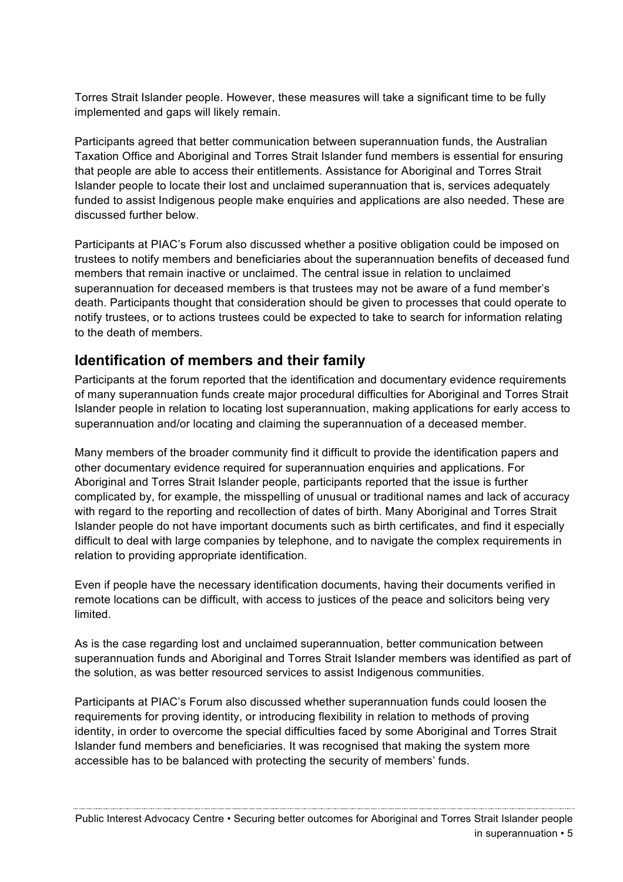Torres Strait Islander people. However, these measures will take a significant time to be fully implemented and gaps will likely remain.

Participants agreed that better communication between superannuation funds, the Australian Taxation Office and Aboriginal and Torres Strait Islander fund members is essential for ensuring that people are able to access their entitlements. Assistance for Aboriginal and Torres Strait Islander people to locate their lost and unclaimed superannuation that is, services adequately funded to assist Indigenous people make enquiries and applications are also needed. These are discussed further below.

Participants at PIAC's Forum also discussed whether a positive obligation could be imposed on trustees to notify members and beneficiaries about the superannuation benefits of deceased fund members that remain inactive or unclaimed. The central issue in relation to unclaimed superannuation for deceased members is that trustees may not be aware of a fund member's death. Participants thought that consideration should be given to processes that could operate to notify trustees, or to actions trustees could be expected to take to search for information relating to the death of members.

## Identification of members and their family

Participants at the forum reported that the identification and documentary evidence requirements of many superannuation funds create major procedural difficulties for Aboriginal and Torres Strait Islander people in relation to locating lost superannuation, making applications for early access to superannuation and/or locating and claiming the superannuation of a deceased member.

Many members of the broader community find it difficult to provide the identification papers and other documentary evidence required for superannuation enquiries and applications. For Aboriginal and Torres Strait Islander people, participants reported that the issue is further complicated by, for example, the misspelling of unusual or traditional names and lack of accuracy with regard to the reporting and recollection of dates of birth. Many Aboriginal and Torres Strait Islander people do not have important documents such as birth certificates, and find it especially difficult to deal with large companies by telephone, and to navigate the complex requirements in relation to providing appropriate identification.

Even if people have the necessary identification documents, having their documents verified in remote locations can be difficult, with access to justices of the peace and solicitors being very limited.

As is the case regarding lost and unclaimed superannuation, better communication between superannuation funds and Aboriginal and Torres Strait Islander members was identified as part of the solution, as was better resourced services to assist Indigenous communities.

Participants at PIAC's Forum also discussed whether superannuation funds could loosen the requirements for proving identity, or introducing flexibility in relation to methods of proving identity, in order to overcome the special difficulties faced by some Aboriginal and Torres Strait Islander fund members and beneficiaries. It was recognised that making the system more accessible has to be balanced with protecting the security of members' funds.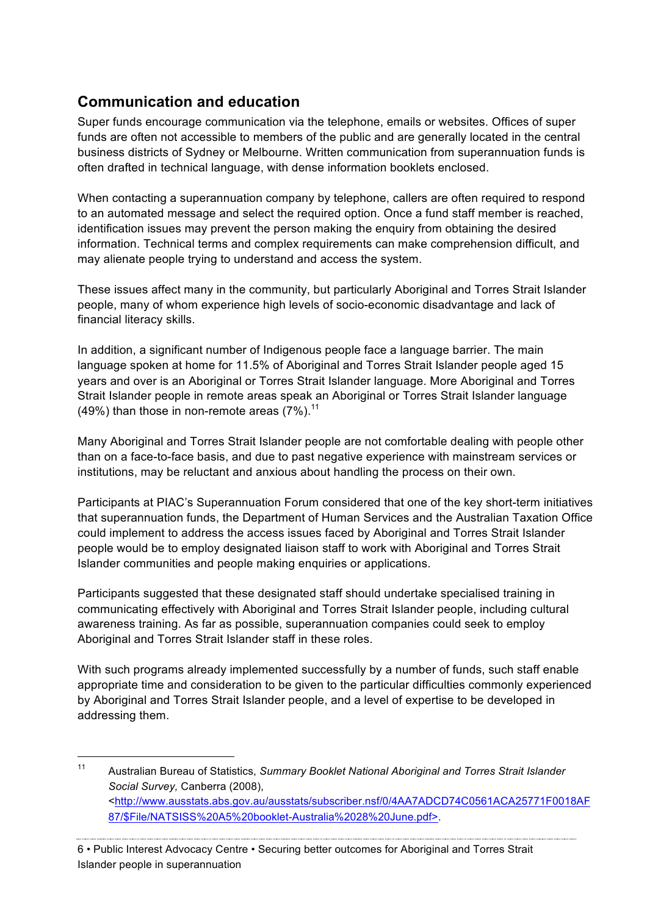## Communication and education

Super funds encourage communication via the telephone, emails or websites. Offices of super funds are often not accessible to members of the public and are generally located in the central business districts of Sydney or Melbourne. Written communication from superannuation funds is often drafted in technical language, with dense information booklets enclosed.

When contacting a superannuation company by telephone, callers are often required to respond to an automated message and select the required option. Once a fund staff member is reached, identification issues may prevent the person making the enquiry from obtaining the desired information. Technical terms and complex requirements can make comprehension difficult, and may alienate people trying to understand and access the system.

These issues affect many in the community, but particularly Aboriginal and Torres Strait Islander people, many of whom experience high levels of socio-economic disadvantage and lack of financial literacy skills.

In addition, a significant number of Indigenous people face a language barrier. The main language spoken at home for 11.5% of Aboriginal and Torres Strait Islander people aged 15 years and over is an Aboriginal or Torres Strait Islander language. More Aboriginal and Torres Strait Islander people in remote areas speak an Aboriginal or Torres Strait Islander language (49%) than those in non-remote areas (7%).[11]

Many Aboriginal and Torres Strait Islander people are not comfortable dealing with people other than on a face-to-face basis, and due to past negative experience with mainstream services or institutions, may be reluctant and anxious about handling the process on their own.

Participants at PIAC's Superannuation Forum considered that one of the key short-term initiatives that superannuation funds, the Department of Human Services and the Australian Taxation Office could implement to address the access issues faced by Aboriginal and Torres Strait Islander people would be to employ designated liaison staff to work with Aboriginal and Torres Strait Islander communities and people making enquiries or applications.

Participants suggested that these designated staff should undertake specialised training in communicating effectively with Aboriginal and Torres Strait Islander people, including cultural awareness training. As far as possible, superannuation companies could seek to employ Aboriginal and Torres Strait Islander staff in these roles.

With such programs already implemented successfully by a number of funds, such staff enable appropriate time and consideration to be given to the particular difficulties commonly experienced by Aboriginal and Torres Strait Islander people, and a level of expertise to be developed in addressing them.

---

[11] Australian Bureau of Statistics, *Summary Booklet National Aboriginal and Torres Strait Islander Social Survey,* Canberra (2008), <http://www.ausstats.abs.gov.au/ausstats/subscriber.nsf/0/4AA7ADCD74C0561ACA25771F0018AF87/$File/NATSISS%20A5%20booklet-Australia%2028%20June.pdf>.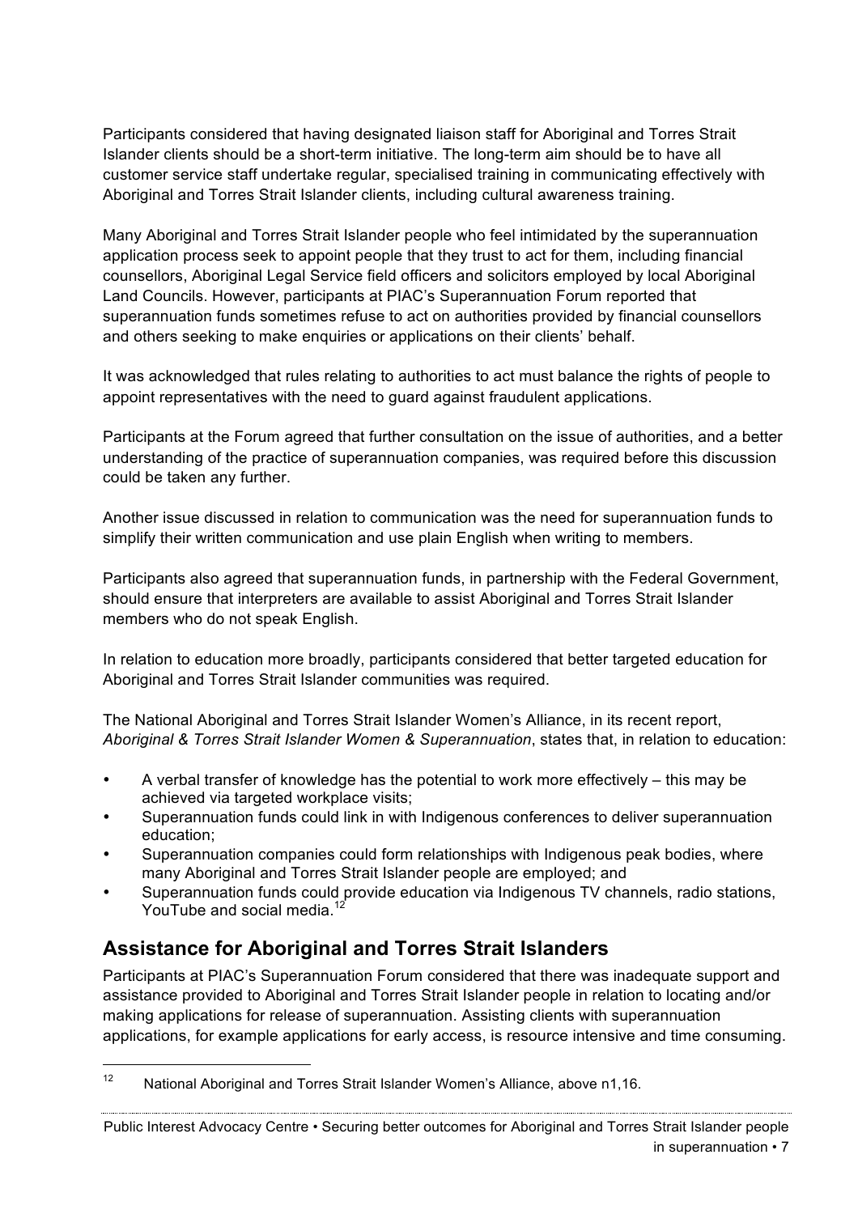Participants considered that having designated liaison staff for Aboriginal and Torres Strait Islander clients should be a short-term initiative. The long-term aim should be to have all customer service staff undertake regular, specialised training in communicating effectively with Aboriginal and Torres Strait Islander clients, including cultural awareness training.

Many Aboriginal and Torres Strait Islander people who feel intimidated by the superannuation application process seek to appoint people that they trust to act for them, including financial counsellors, Aboriginal Legal Service field officers and solicitors employed by local Aboriginal Land Councils. However, participants at PIAC's Superannuation Forum reported that superannuation funds sometimes refuse to act on authorities provided by financial counsellors and others seeking to make enquiries or applications on their clients' behalf.

It was acknowledged that rules relating to authorities to act must balance the rights of people to appoint representatives with the need to guard against fraudulent applications.

Participants at the Forum agreed that further consultation on the issue of authorities, and a better understanding of the practice of superannuation companies, was required before this discussion could be taken any further.

Another issue discussed in relation to communication was the need for superannuation funds to simplify their written communication and use plain English when writing to members.

Participants also agreed that superannuation funds, in partnership with the Federal Government, should ensure that interpreters are available to assist Aboriginal and Torres Strait Islander members who do not speak English.

In relation to education more broadly, participants considered that better targeted education for Aboriginal and Torres Strait Islander communities was required.

The National Aboriginal and Torres Strait Islander Women's Alliance, in its recent report, *Aboriginal & Torres Strait Islander Women & Superannuation*, states that, in relation to education:

- A verbal transfer of knowledge has the potential to work more effectively – this may be achieved via targeted workplace visits;
- Superannuation funds could link in with Indigenous conferences to deliver superannuation education;
- Superannuation companies could form relationships with Indigenous peak bodies, where many Aboriginal and Torres Strait Islander people are employed; and
- Superannuation funds could provide education via Indigenous TV channels, radio stations, YouTube and social media.[12]

## Assistance for Aboriginal and Torres Strait Islanders

Participants at PIAC's Superannuation Forum considered that there was inadequate support and assistance provided to Aboriginal and Torres Strait Islander people in relation to locating and/or making applications for release of superannuation. Assisting clients with superannuation applications, for example applications for early access, is resource intensive and time consuming.

---

[12] National Aboriginal and Torres Strait Islander Women's Alliance, above n1,16.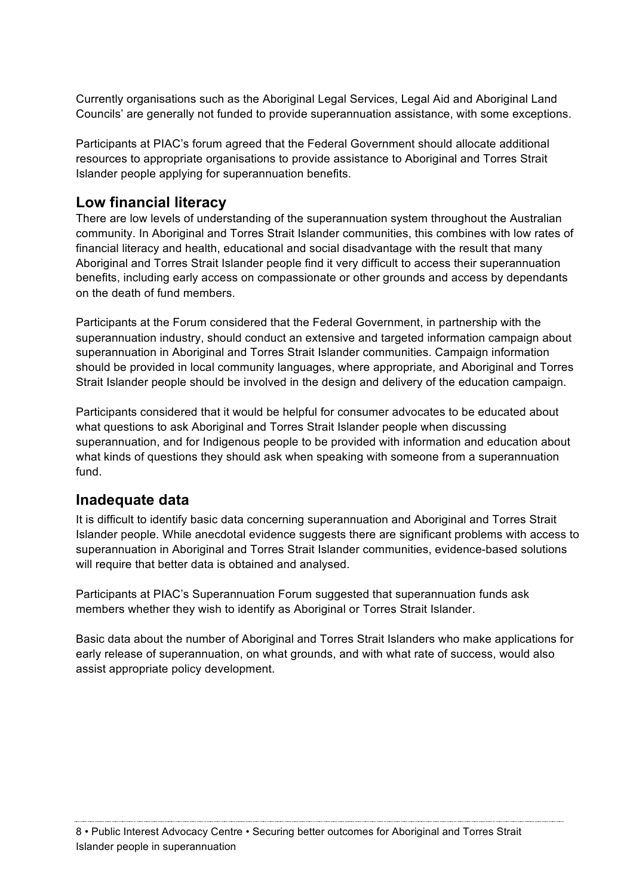Currently organisations such as the Aboriginal Legal Services, Legal Aid and Aboriginal Land Councils' are generally not funded to provide superannuation assistance, with some exceptions.

Participants at PIAC's forum agreed that the Federal Government should allocate additional resources to appropriate organisations to provide assistance to Aboriginal and Torres Strait Islander people applying for superannuation benefits.

## Low financial literacy

There are low levels of understanding of the superannuation system throughout the Australian community. In Aboriginal and Torres Strait Islander communities, this combines with low rates of financial literacy and health, educational and social disadvantage with the result that many Aboriginal and Torres Strait Islander people find it very difficult to access their superannuation benefits, including early access on compassionate or other grounds and access by dependants on the death of fund members.

Participants at the Forum considered that the Federal Government, in partnership with the superannuation industry, should conduct an extensive and targeted information campaign about superannuation in Aboriginal and Torres Strait Islander communities. Campaign information should be provided in local community languages, where appropriate, and Aboriginal and Torres Strait Islander people should be involved in the design and delivery of the education campaign.

Participants considered that it would be helpful for consumer advocates to be educated about what questions to ask Aboriginal and Torres Strait Islander people when discussing superannuation, and for Indigenous people to be provided with information and education about what kinds of questions they should ask when speaking with someone from a superannuation fund.

## Inadequate data

It is difficult to identify basic data concerning superannuation and Aboriginal and Torres Strait Islander people. While anecdotal evidence suggests there are significant problems with access to superannuation in Aboriginal and Torres Strait Islander communities, evidence-based solutions will require that better data is obtained and analysed.

Participants at PIAC's Superannuation Forum suggested that superannuation funds ask members whether they wish to identify as Aboriginal or Torres Strait Islander.

Basic data about the number of Aboriginal and Torres Strait Islanders who make applications for early release of superannuation, on what grounds, and with what rate of success, would also assist appropriate policy development.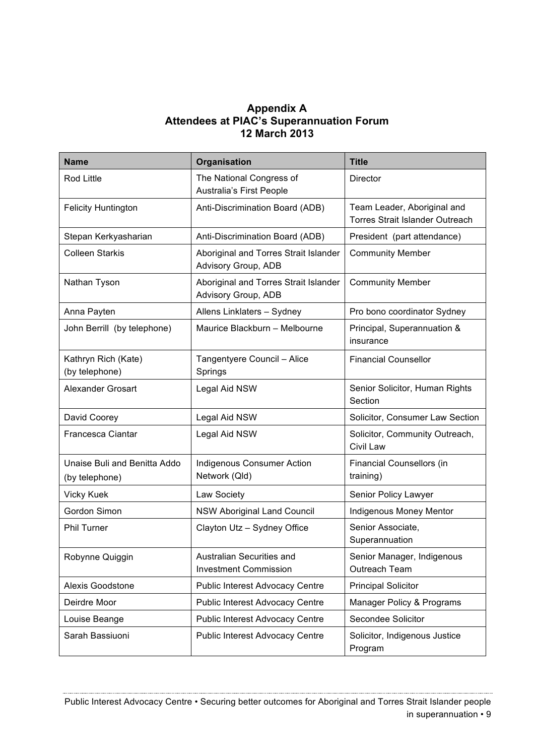## Appendix A
## Attendees at PIAC's Superannuation Forum
## 12 March 2013

| Name | Organisation | Title |
|---|---|---|
| Rod Little | The National Congress of Australia's First People | Director |
| Felicity Huntington | Anti-Discrimination Board (ADB) | Team Leader, Aboriginal and Torres Strait Islander Outreach |
| Stepan Kerkyasharian | Anti-Discrimination Board (ADB) | President (part attendance) |
| Colleen Starkis | Aboriginal and Torres Strait Islander Advisory Group, ADB | Community Member |
| Nathan Tyson | Aboriginal and Torres Strait Islander Advisory Group, ADB | Community Member |
| Anna Payten | Allens Linklaters – Sydney | Pro bono coordinator Sydney |
| John Berrill (by telephone) | Maurice Blackburn – Melbourne | Principal, Superannuation & insurance |
| Kathryn Rich (Kate) (by telephone) | Tangentyere Council – Alice Springs | Financial Counsellor |
| Alexander Grosart | Legal Aid NSW | Senior Solicitor, Human Rights Section |
| David Coorey | Legal Aid NSW | Solicitor, Consumer Law Section |
| Francesca Ciantar | Legal Aid NSW | Solicitor, Community Outreach, Civil Law |
| Unaise Buli and Benitta Addo (by telephone) | Indigenous Consumer Action Network (Qld) | Financial Counsellors (in training) |
| Vicky Kuek | Law Society | Senior Policy Lawyer |
| Gordon Simon | NSW Aboriginal Land Council | Indigenous Money Mentor |
| Phil Turner | Clayton Utz – Sydney Office | Senior Associate, Superannuation |
| Robynne Quiggin | Australian Securities and Investment Commission | Senior Manager, Indigenous Outreach Team |
| Alexis Goodstone | Public Interest Advocacy Centre | Principal Solicitor |
| Deirdre Moor | Public Interest Advocacy Centre | Manager Policy & Programs |
| Louise Beange | Public Interest Advocacy Centre | Secondee Solicitor |
| Sarah Bassiuoni | Public Interest Advocacy Centre | Solicitor, Indigenous Justice Program |